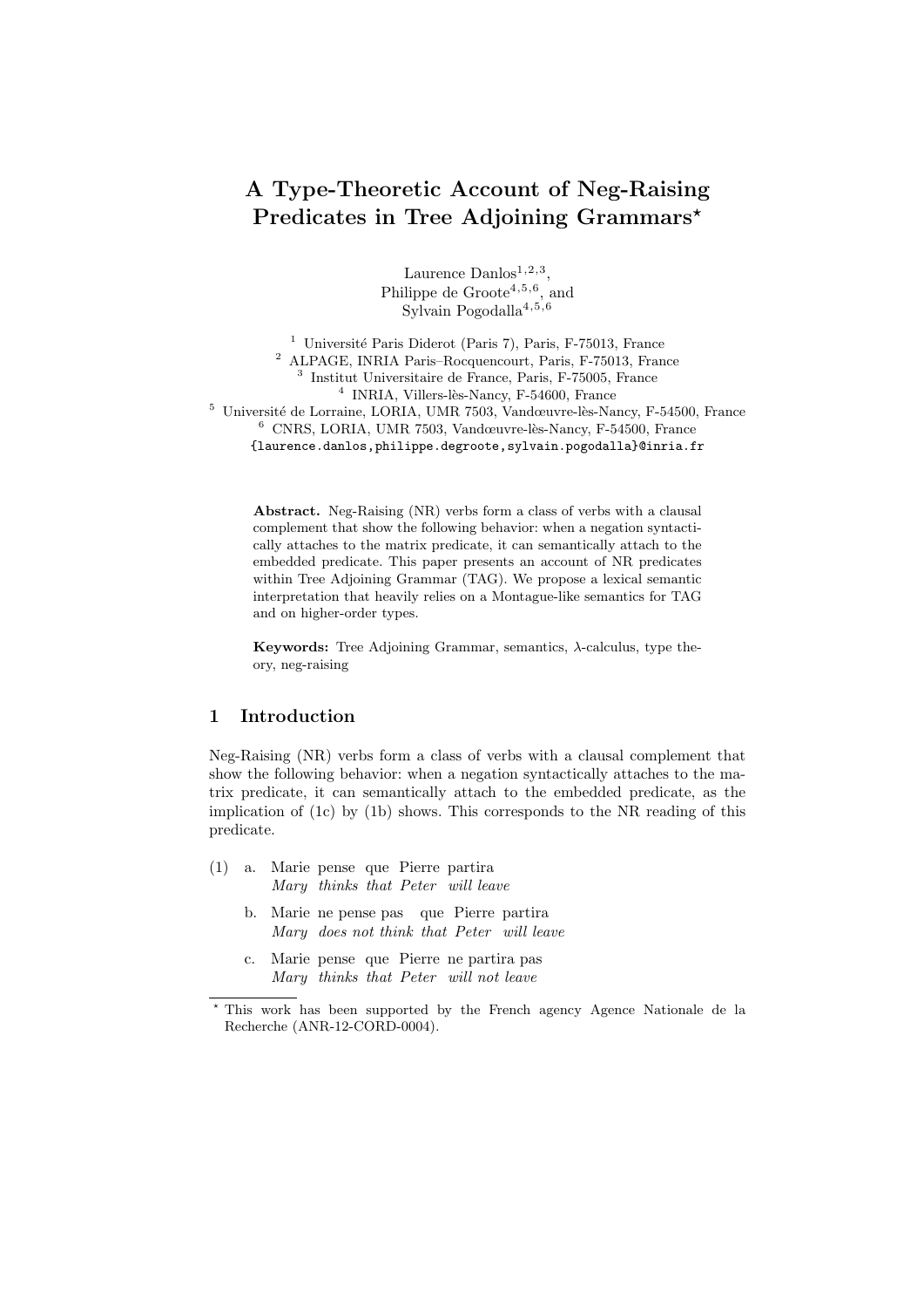# A Type-Theoretic Account of Neg-Raising Predicates in Tree Adjoining Grammars*

Laurence Danlos[1,2,3], Philippe de Groote[4,5,6], and Sylvain Pogodalla[4,5,6]

[1] Université Paris Diderot (Paris 7), Paris, F-75013, France
[2] ALPAGE, INRIA Paris–Rocquencourt, Paris, F-75013, France
[3] Institut Universitaire de France, Paris, F-75005, France
[4] INRIA, Villers-lès-Nancy, F-54600, France
[5] Université de Lorraine, LORIA, UMR 7503, Vandœuvre-lès-Nancy, F-54500, France
[6] CNRS, LORIA, UMR 7503, Vandœuvre-lès-Nancy, F-54500, France

{laurence.danlos,philippe.degroote,sylvain.pogodalla}@inria.fr

**Abstract.** Neg-Raising (NR) verbs form a class of verbs with a clausal complement that show the following behavior: when a negation syntactically attaches to the matrix predicate, it can semantically attach to the embedded predicate. This paper presents an account of NR predicates within Tree Adjoining Grammar (TAG). We propose a lexical semantic interpretation that heavily relies on a Montague-like semantics for TAG and on higher-order types.

**Keywords:** Tree Adjoining Grammar, semantics, $\lambda$-calculus, type theory, neg-raising

## 1 Introduction

Neg-Raising (NR) verbs form a class of verbs with a clausal complement that show the following behavior: when a negation syntactically attaches to the matrix predicate, it can semantically attach to the embedded predicate, as the implication of (1c) by (1b) shows. This corresponds to the NR reading of this predicate.

(1) a. Marie pense que Pierre partira
*Mary thinks that Peter will leave*

b. Marie ne pense pas que Pierre partira
*Mary does not think that Peter will leave*

c. Marie pense que Pierre ne partira pas
*Mary thinks that Peter will not leave*

* This work has been supported by the French agency Agence Nationale de la Recherche (ANR-12-CORD-0004).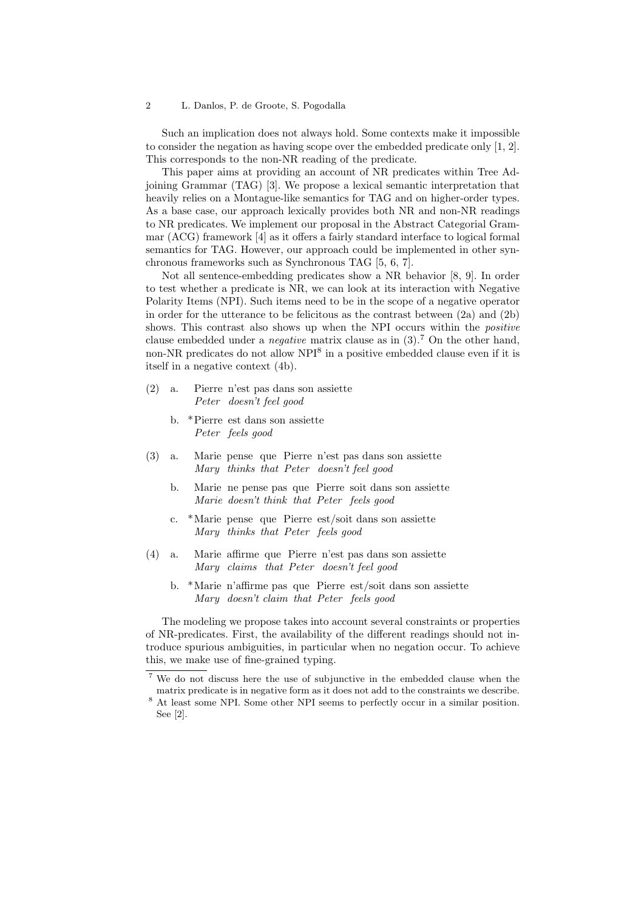Such an implication does not always hold. Some contexts make it impossible to consider the negation as having scope over the embedded predicate only [1, 2]. This corresponds to the non-NR reading of the predicate.

This paper aims at providing an account of NR predicates within Tree Adjoining Grammar (TAG) [3]. We propose a lexical semantic interpretation that heavily relies on a Montague-like semantics for TAG and on higher-order types. As a base case, our approach lexically provides both NR and non-NR readings to NR predicates. We implement our proposal in the Abstract Categorial Grammar (ACG) framework [4] as it offers a fairly standard interface to logical formal semantics for TAG. However, our approach could be implemented in other synchronous frameworks such as Synchronous TAG [5, 6, 7].

Not all sentence-embedding predicates show a NR behavior [8, 9]. In order to test whether a predicate is NR, we can look at its interaction with Negative Polarity Items (NPI). Such items need to be in the scope of a negative operator in order for the utterance to be felicitous as the contrast between (2a) and (2b) shows. This contrast also shows up when the NPI occurs within the *positive* clause embedded under a *negative* matrix clause as in (3).[7] On the other hand, non-NR predicates do not allow NPI[8] in a positive embedded clause even if it is itself in a negative context (4b).

(2) a. Pierre n'est pas dans son assiette
   *Peter doesn't feel good*

   b. \*Pierre est dans son assiette
   *Peter feels good*

(3) a. Marie pense que Pierre n'est pas dans son assiette
   *Mary thinks that Peter doesn't feel good*

   b. Marie ne pense pas que Pierre soit dans son assiette
   *Marie doesn't think that Peter feels good*

   c. \*Marie pense que Pierre est/soit dans son assiette
   *Mary thinks that Peter feels good*

(4) a. Marie affirme que Pierre n'est pas dans son assiette
   *Mary claims that Peter doesn't feel good*

   b. \*Marie n'affirme pas que Pierre est/soit dans son assiette
   *Mary doesn't claim that Peter feels good*

The modeling we propose takes into account several constraints or properties of NR-predicates. First, the availability of the different readings should not introduce spurious ambiguities, in particular when no negation occur. To achieve this, we make use of fine-grained typing.

[7] We do not discuss here the use of subjunctive in the embedded clause when the matrix predicate is in negative form as it does not add to the constraints we describe.

[8] At least some NPI. Some other NPI seems to perfectly occur in a similar position. See [2].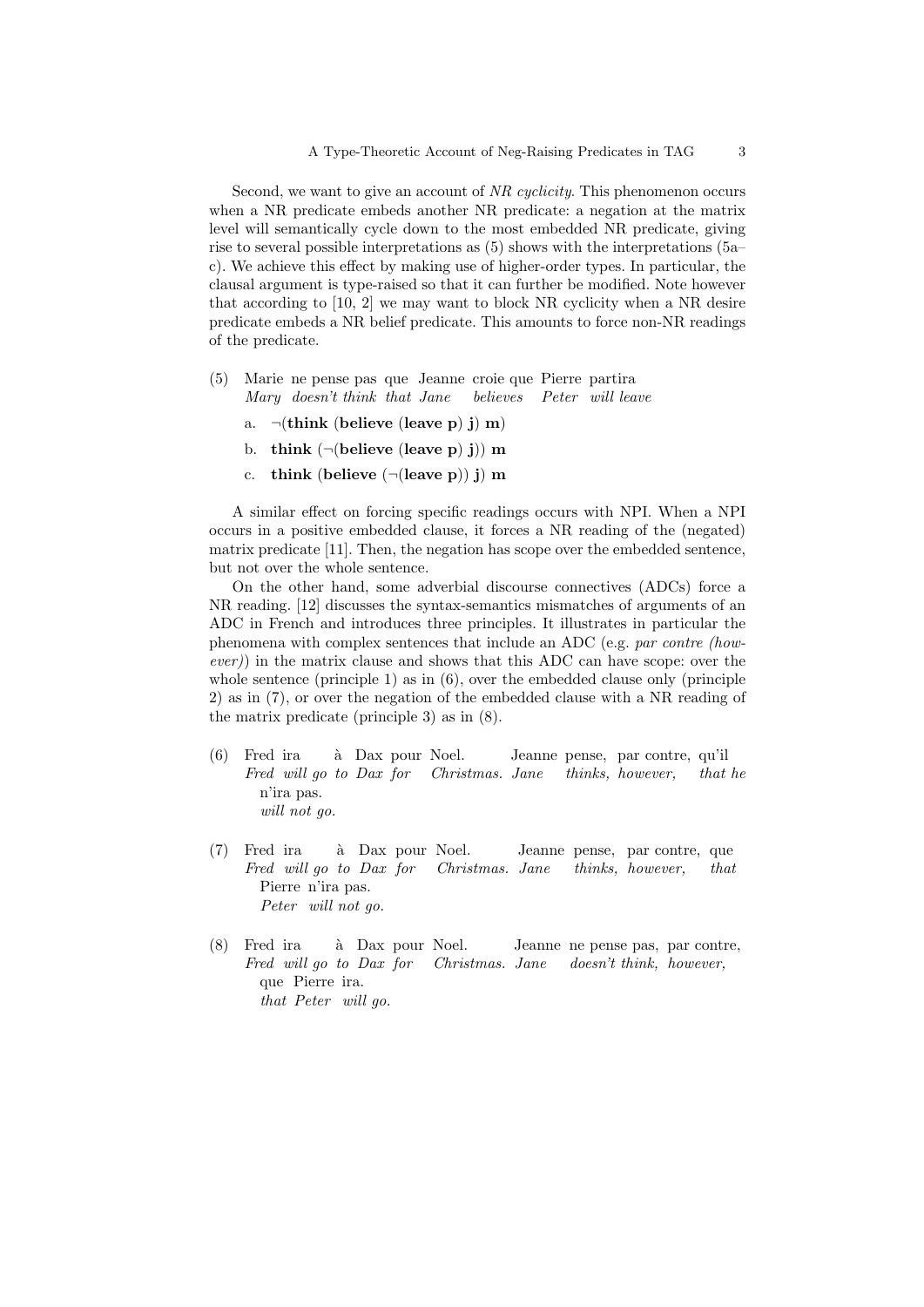Second, we want to give an account of *NR cyclicity*. This phenomenon occurs when a NR predicate embeds another NR predicate: a negation at the matrix level will semantically cycle down to the most embedded NR predicate, giving rise to several possible interpretations as (5) shows with the interpretations (5a–c). We achieve this effect by making use of higher-order types. In particular, the clausal argument is type-raised so that it can further be modified. Note however that according to [10, 2] we may want to block NR cyclicity when a NR desire predicate embeds a NR belief predicate. This amounts to force non-NR readings of the predicate.

(5) Marie ne pense pas que Jeanne croie que Pierre partira
*Mary doesn't think that Jane believes Peter will leave*

a. $\neg(\mathbf{think}\ (\mathbf{believe}\ (\mathbf{leave}\ \mathbf{p})\ \mathbf{j})\ \mathbf{m})$

b. $\mathbf{think}\ (\neg(\mathbf{believe}\ (\mathbf{leave}\ \mathbf{p})\ \mathbf{j}))\ \mathbf{m}$

c. $\mathbf{think}\ (\mathbf{believe}\ (\neg(\mathbf{leave}\ \mathbf{p}))\ \mathbf{j})\ \mathbf{m}$

A similar effect on forcing specific readings occurs with NPI. When a NPI occurs in a positive embedded clause, it forces a NR reading of the (negated) matrix predicate [11]. Then, the negation has scope over the embedded sentence, but not over the whole sentence.

On the other hand, some adverbial discourse connectives (ADCs) force a NR reading. [12] discusses the syntax-semantics mismatches of arguments of an ADC in French and introduces three principles. It illustrates in particular the phenomena with complex sentences that include an ADC (e.g. *par contre (however)*) in the matrix clause and shows that this ADC can have scope: over the whole sentence (principle 1) as in (6), over the embedded clause only (principle 2) as in (7), or over the negation of the embedded clause with a NR reading of the matrix predicate (principle 3) as in (8).

(6) Fred ira à Dax pour Noel. Jeanne pense, par contre, qu'il n'ira pas.
*Fred will go to Dax for Christmas. Jane thinks, however, that he will not go.*

(7) Fred ira à Dax pour Noel. Jeanne pense, par contre, que Pierre n'ira pas.
*Fred will go to Dax for Christmas. Jane thinks, however, that Peter will not go.*

(8) Fred ira à Dax pour Noel. Jeanne ne pense pas, par contre, que Pierre ira.
*Fred will go to Dax for Christmas. Jane doesn't think, however, that Peter will go.*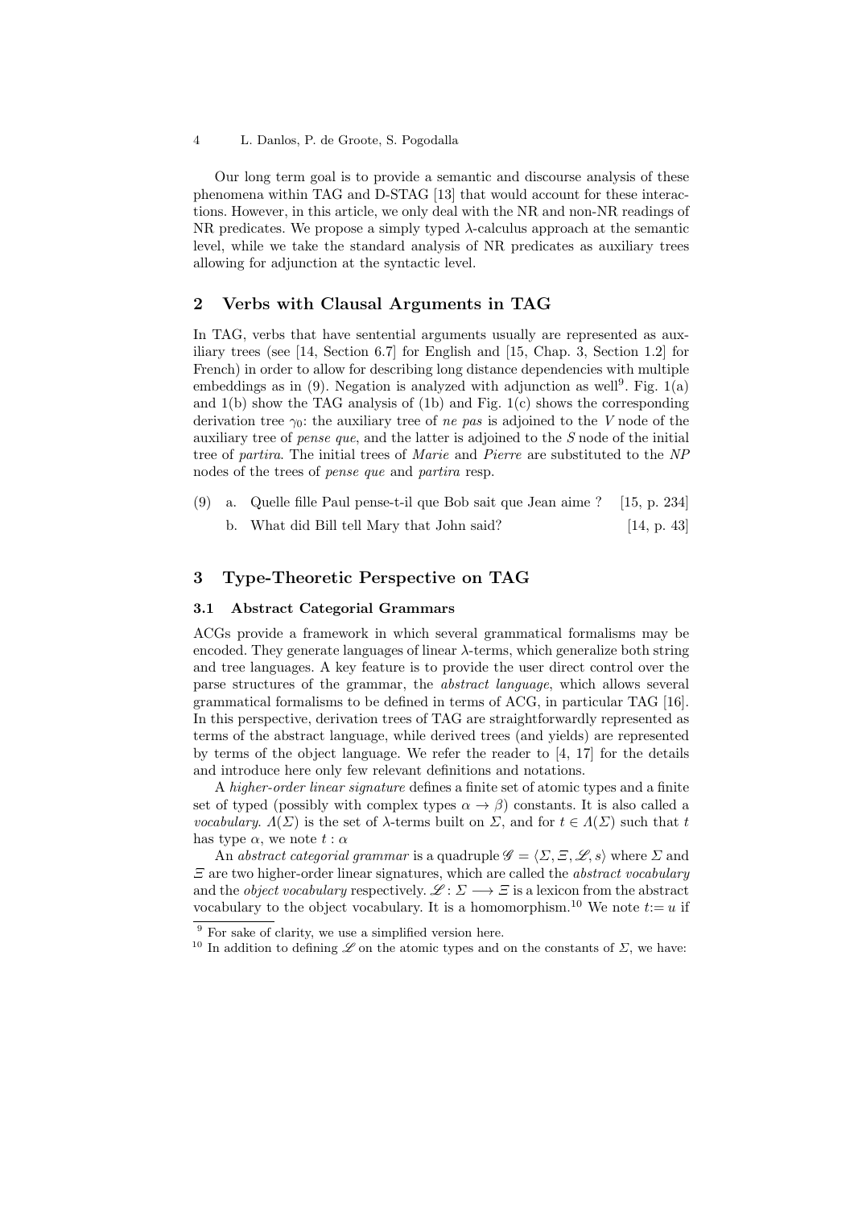Our long term goal is to provide a semantic and discourse analysis of these phenomena within TAG and D-STAG [13] that would account for these interactions. However, in this article, we only deal with the NR and non-NR readings of NR predicates. We propose a simply typed $\lambda$-calculus approach at the semantic level, while we take the standard analysis of NR predicates as auxiliary trees allowing for adjunction at the syntactic level.

## 2 Verbs with Clausal Arguments in TAG

In TAG, verbs that have sentential arguments usually are represented as auxiliary trees (see [14, Section 6.7] for English and [15, Chap. 3, Section 1.2] for French) in order to allow for describing long distance dependencies with multiple embeddings as in (9). Negation is analyzed with adjunction as well[9]. Fig. 1(a) and 1(b) show the TAG analysis of (1b) and Fig. 1(c) shows the corresponding derivation tree $\gamma_0$: the auxiliary tree of *ne pas* is adjoined to the *V* node of the auxiliary tree of *pense que*, and the latter is adjoined to the *S* node of the initial tree of *partira*. The initial trees of *Marie* and *Pierre* are substituted to the *NP* nodes of the trees of *pense que* and *partira* resp.

(9) a. Quelle fille Paul pense-t-il que Bob sait que Jean aime ? [15, p. 234]

b. What did Bill tell Mary that John said? [14, p. 43]

## 3 Type-Theoretic Perspective on TAG

### 3.1 Abstract Categorial Grammars

ACGs provide a framework in which several grammatical formalisms may be encoded. They generate languages of linear $\lambda$-terms, which generalize both string and tree languages. A key feature is to provide the user direct control over the parse structures of the grammar, the *abstract language*, which allows several grammatical formalisms to be defined in terms of ACG, in particular TAG [16]. In this perspective, derivation trees of TAG are straightforwardly represented as terms of the abstract language, while derived trees (and yields) are represented by terms of the object language. We refer the reader to [4, 17] for the details and introduce here only few relevant definitions and notations.

A *higher-order linear signature* defines a finite set of atomic types and a finite set of typed (possibly with complex types $\alpha \rightarrow \beta$) constants. It is also called a *vocabulary*. $\Lambda(\Sigma)$ is the set of $\lambda$-terms built on $\Sigma$, and for $t \in \Lambda(\Sigma)$ such that $t$ has type $\alpha$, we note $t : \alpha$

An *abstract categorial grammar* is a quadruple $\mathscr{G} = \langle \Sigma, \Xi, \mathscr{L}, s \rangle$ where $\Sigma$ and $\Xi$ are two higher-order linear signatures, which are called the *abstract vocabulary* and the *object vocabulary* respectively. $\mathscr{L} : \Sigma \longrightarrow \Xi$ is a lexicon from the abstract vocabulary to the object vocabulary. It is a homomorphism.[10] We note $t := u$ if

[9] For sake of clarity, we use a simplified version here.

[10] In addition to defining $\mathscr{L}$ on the atomic types and on the constants of $\Sigma$, we have: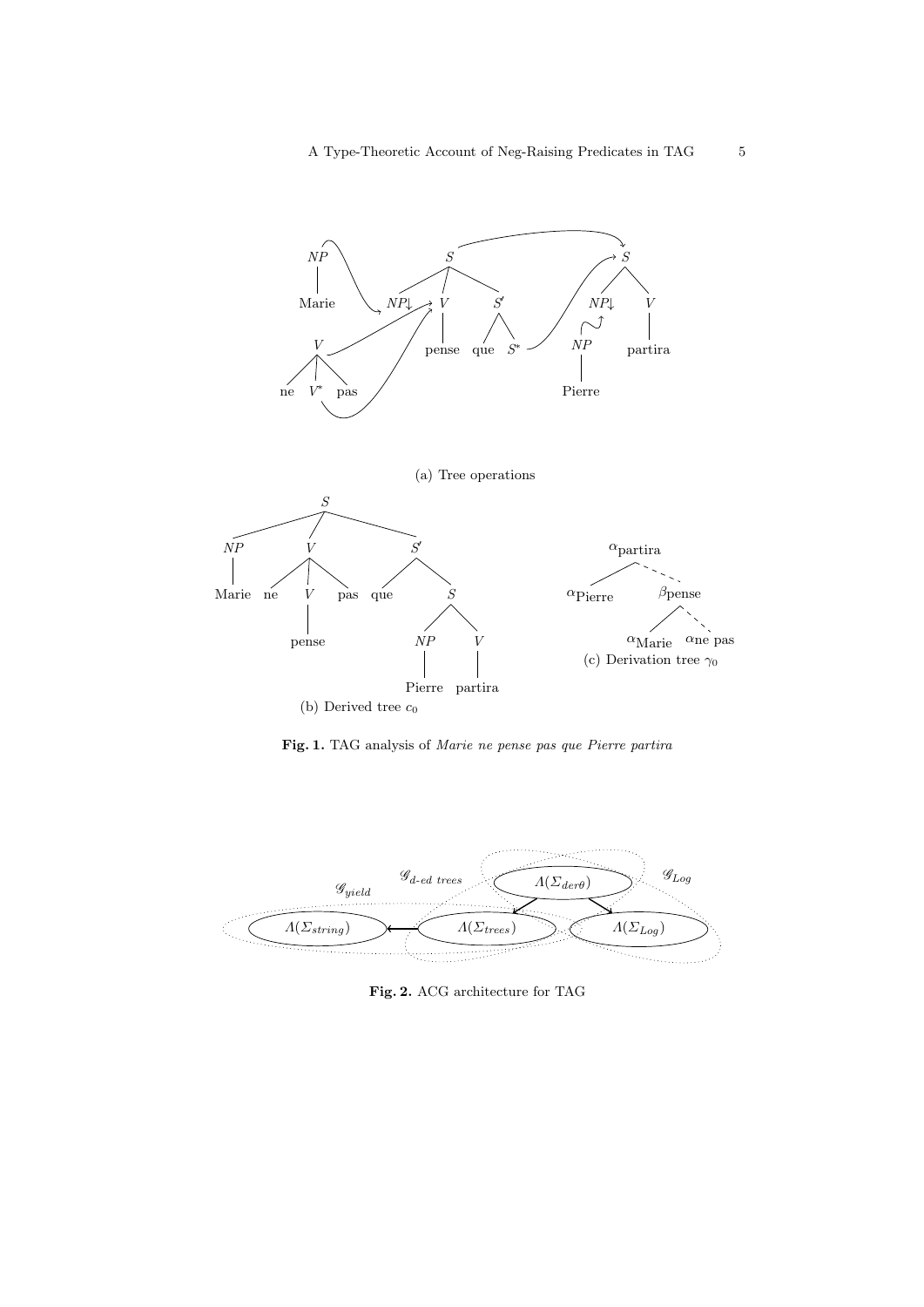(a) Tree operations

(b) Derived tree $c_0$

(c) Derivation tree $\gamma_0$

**Fig. 1.** TAG analysis of *Marie ne pense pas que Pierre partira*

**Fig. 2.** ACG architecture for TAG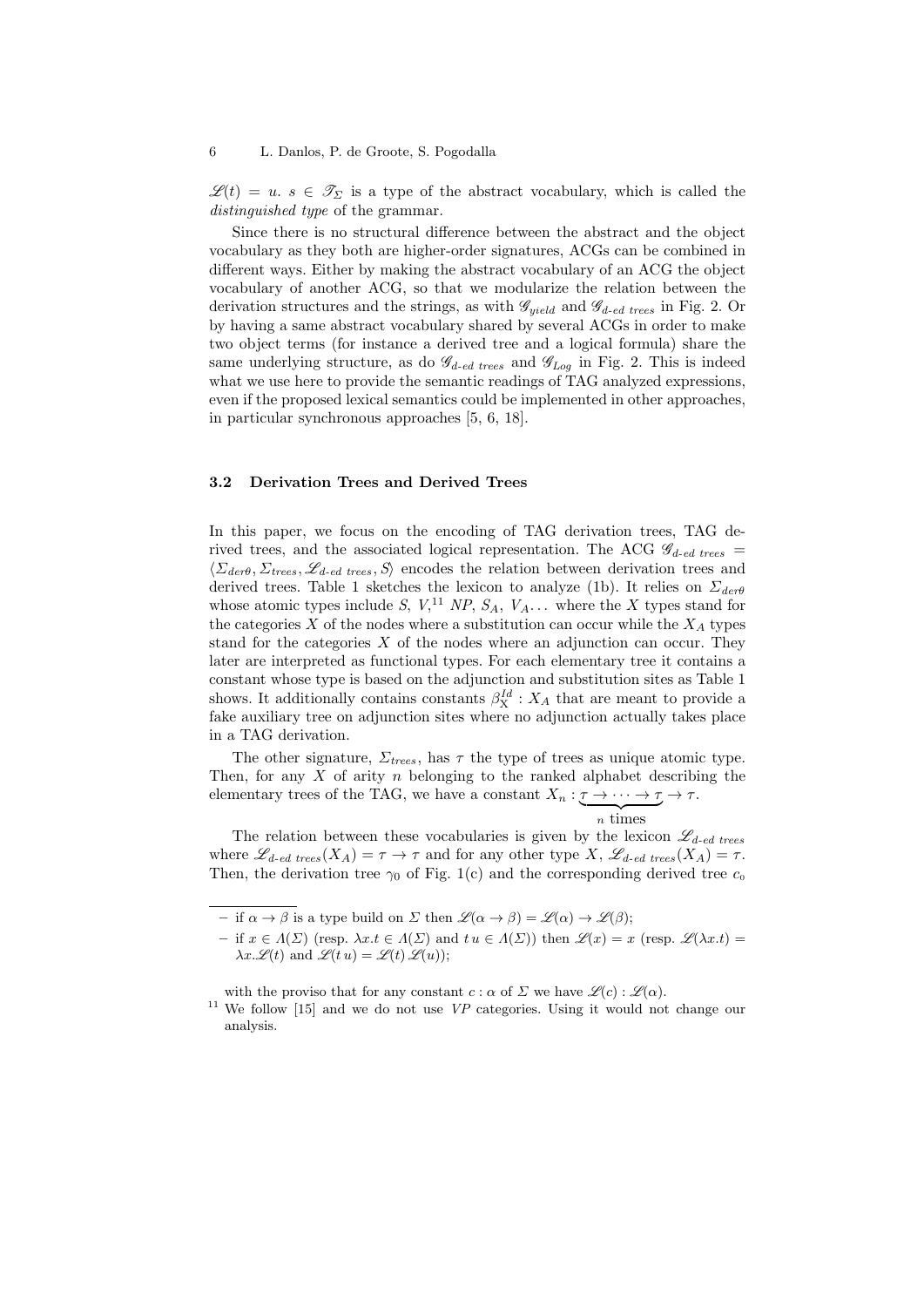$\mathscr{L}(t) = u$. $s \in \mathscr{T}_\Sigma$ is a type of the abstract vocabulary, which is called the *distinguished type* of the grammar.

Since there is no structural difference between the abstract and the object vocabulary as they both are higher-order signatures, ACGs can be combined in different ways. Either by making the abstract vocabulary of an ACG the object vocabulary of another ACG, so that we modularize the relation between the derivation structures and the strings, as with $\mathscr{G}_{yield}$ and $\mathscr{G}_{d\text{-}ed\ trees}$ in Fig. 2. Or by having a same abstract vocabulary shared by several ACGs in order to make two object terms (for instance a derived tree and a logical formula) share the same underlying structure, as do $\mathscr{G}_{d\text{-}ed\ trees}$ and $\mathscr{G}_{Log}$ in Fig. 2. This is indeed what we use here to provide the semantic readings of TAG analyzed expressions, even if the proposed lexical semantics could be implemented in other approaches, in particular synchronous approaches [5, 6, 18].

### 3.2 Derivation Trees and Derived Trees

In this paper, we focus on the encoding of TAG derivation trees, TAG derived trees, and the associated logical representation. The ACG $\mathscr{G}_{d\text{-}ed\ trees} = \langle \Sigma_{der\theta}, \Sigma_{trees}, \mathscr{L}_{d\text{-}ed\ trees}, S\rangle$ encodes the relation between derivation trees and derived trees. Table 1 sketches the lexicon to analyze (1b). It relies on $\Sigma_{der\theta}$ whose atomic types include $S$, $V$,[11] $NP$, $S_A$, $V_A \ldots$ where the $X$ types stand for the categories $X$ of the nodes where a substitution can occur while the $X_A$ types stand for the categories $X$ of the nodes where an adjunction can occur. They later are interpreted as functional types. For each elementary tree it contains a constant whose type is based on the adjunction and substitution sites as Table 1 shows. It additionally contains constants $\beta^{Id}_{\mathrm{X}} : X_A$ that are meant to provide a fake auxiliary tree on adjunction sites where no adjunction actually takes place in a TAG derivation.

The other signature, $\Sigma_{trees}$, has $\tau$ the type of trees as unique atomic type. Then, for any $X$ of arity $n$ belonging to the ranked alphabet describing the elementary trees of the TAG, we have a constant $X_n : \underbrace{\tau \rightarrow \cdots \rightarrow \tau}_{n \text{ times}} \rightarrow \tau$.

The relation between these vocabularies is given by the lexicon $\mathscr{L}_{d\text{-}ed\ trees}$ where $\mathscr{L}_{d\text{-}ed\ trees}(X_A) = \tau \rightarrow \tau$ and for any other type $X$, $\mathscr{L}_{d\text{-}ed\ trees}(X_A) = \tau$. Then, the derivation tree $\gamma_0$ of Fig. 1(c) and the corresponding derived tree $c_0$

---

- if $\alpha \rightarrow \beta$ is a type build on $\Sigma$ then $\mathscr{L}(\alpha \rightarrow \beta) = \mathscr{L}(\alpha) \rightarrow \mathscr{L}(\beta)$;
- if $x \in \Lambda(\Sigma)$ (resp. $\lambda x.t \in \Lambda(\Sigma)$ and $t\,u \in \Lambda(\Sigma)$) then $\mathscr{L}(x) = x$ (resp. $\mathscr{L}(\lambda x.t) = \lambda x.\mathscr{L}(t)$ and $\mathscr{L}(t\,u) = \mathscr{L}(t)\,\mathscr{L}(u)$);

with the proviso that for any constant $c : \alpha$ of $\Sigma$ we have $\mathscr{L}(c) : \mathscr{L}(\alpha)$.

[11] We follow [15] and we do not use *VP* categories. Using it would not change our analysis.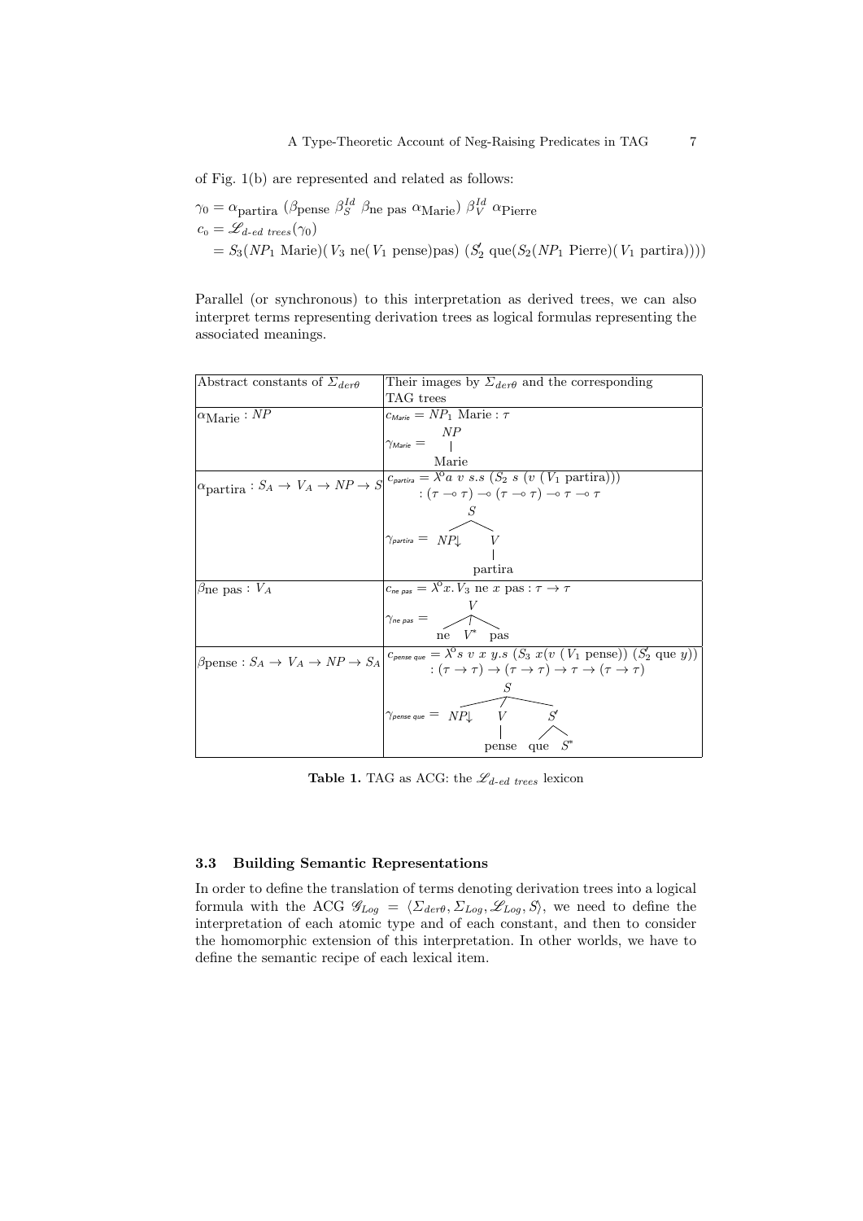of Fig. 1(b) are represented and related as follows:

$$\gamma_0 = \alpha_{\text{partira}}\ (\beta_{\text{pense}}\ \beta_S^{Id}\ \beta_{\text{ne pas}}\ \alpha_{\text{Marie}})\ \beta_V^{Id}\ \alpha_{\text{Pierre}}$$

$$c_0 = \mathscr{L}_{d\text{-}ed\ trees}(\gamma_0)$$

$$= S_3(NP_1\ \text{Marie})(V_3\ \text{ne}(V_1\ \text{pense})\text{pas})\ (S_2'\ \text{que}(S_2(NP_1\ \text{Pierre})(V_1\ \text{partira})))$$

Parallel (or synchronous) to this interpretation as derived trees, we can also interpret terms representing derivation trees as logical formulas representing the associated meanings.

| Abstract constants of $\Sigma_{der\theta}$ | Their images by $\Sigma_{der\theta}$ and the corresponding TAG trees |
|---|---|
| $\alpha_{\text{Marie}} : NP$ | $c_{Marie} = NP_1\ \text{Marie} : \tau$ <br> $\gamma_{Marie} =$ [NP [Marie]] |
| $\alpha_{\text{partira}} : S_A \rightarrow V_A \rightarrow NP \rightarrow S$ | $c_{partira} = \lambda^o a\ v\ s.s\ (S_2\ s\ (v\ (V_1\ \text{partira})))$ <br> $: (\tau \multimap \tau) \multimap (\tau \multimap \tau) \multimap \tau \multimap \tau$ <br> $\gamma_{partira} =$ [S [NP↓] [V [partira]]] |
| $\beta_{\text{ne pas}} : V_A$ | $c_{ne\ pas} = \lambda^o x. V_3\ \text{ne}\ x\ \text{pas} : \tau \rightarrow \tau$ <br> $\gamma_{ne\ pas} =$ [V [ne] [V*] [pas]] |
| $\beta_{\text{pense}} : S_A \rightarrow V_A \rightarrow NP \rightarrow S_A$ | $c_{pense\ que} = \lambda^o s\ v\ x\ y.s\ (S_3\ x(v\ (V_1\ \text{pense}))\ (S_2'\ \text{que}\ y))$ <br> $: (\tau \rightarrow \tau) \rightarrow (\tau \rightarrow \tau) \rightarrow \tau \rightarrow (\tau \rightarrow \tau)$ <br> $\gamma_{pense\ que} =$ [S [NP↓] [V [pense]] [S' [que] [S*]]] |

**Table 1.** TAG as ACG: the $\mathscr{L}_{d\text{-}ed\ trees}$ lexicon

### 3.3 Building Semantic Representations

In order to define the translation of terms denoting derivation trees into a logical formula with the ACG $\mathscr{G}_{Log} = \langle \Sigma_{der\theta}, \Sigma_{Log}, \mathscr{L}_{Log}, S \rangle$, we need to define the interpretation of each atomic type and of each constant, and then to consider the homomorphic extension of this interpretation. In other worlds, we have to define the semantic recipe of each lexical item.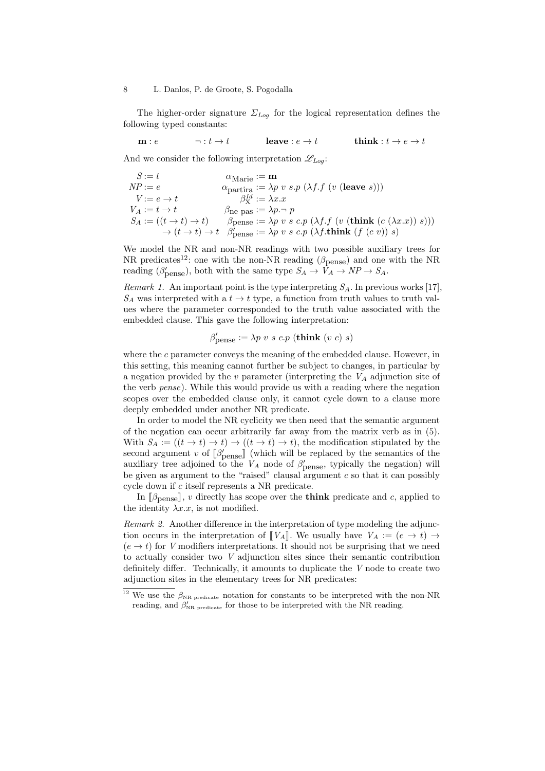The higher-order signature $\Sigma_{Log}$ for the logical representation defines the following typed constants:

$$\mathbf{m} : e \qquad \neg : t \to t \qquad \mathbf{leave} : e \to t \qquad \mathbf{think} : t \to e \to t$$

And we consider the following interpretation $\mathscr{L}_{Log}$:

$$\begin{array}{rlrl}
S & := t & \alpha_{\text{Marie}} & := \mathbf{m} \\
NP & := e & \alpha_{\text{partira}} & := \lambda p\ v\ s.p\ (\lambda f.f\ (v\ (\mathbf{leave}\ s))) \\
V & := e \to t & \beta^{Id}_{\text{X}} & := \lambda x.x \\
V_A & := t \to t & \beta_{\text{ne pas}} & := \lambda p.\neg\ p \\
S_A & := ((t \to t) \to t) & \beta_{\text{pense}} & := \lambda p\ v\ s\ c.p\ (\lambda f.f\ (v\ (\mathbf{think}\ (c\ (\lambda x.x))\ s))) \\
& \quad \to (t \to t) \to t & \beta'_{\text{pense}} & := \lambda p\ v\ s\ c.p\ (\lambda f.\mathbf{think}\ (f\ (c\ v))\ s)
\end{array}$$

We model the NR and non-NR readings with two possible auxiliary trees for NR predicates[12]: one with the non-NR reading ($\beta_{\text{pense}}$) and one with the NR reading ($\beta'_{\text{pense}}$), both with the same type $S_A \to V_A \to NP \to S_A$.

*Remark 1.* An important point is the type interpreting $S_A$. In previous works [17], $S_A$ was interpreted with a $t \to t$ type, a function from truth values to truth values where the parameter corresponded to the truth value associated with the embedded clause. This gave the following interpretation:

$$\beta'_{\text{pense}} := \lambda p\ v\ s\ c.p\ (\mathbf{think}\ (v\ c)\ s)$$

where the $c$ parameter conveys the meaning of the embedded clause. However, in this setting, this meaning cannot further be subject to changes, in particular by a negation provided by the $v$ parameter (interpreting the $V_A$ adjunction site of the verb *pense*). While this would provide us with a reading where the negation scopes over the embedded clause only, it cannot cycle down to a clause more deeply embedded under another NR predicate.

In order to model the NR cyclicity we then need that the semantic argument of the negation can occur arbitrarily far away from the matrix verb as in (5). With $S_A := ((t \to t) \to t) \to ((t \to t) \to t)$, the modification stipulated by the second argument $v$ of $[\![\beta'_{\text{pense}}]\!]$ (which will be replaced by the semantics of the auxiliary tree adjoined to the $V_A$ node of $\beta'_{\text{pense}}$, typically the negation) will be given as argument to the "raised" clausal argument $c$ so that it can possibly cycle down if $c$ itself represents a NR predicate.

In $[\![\beta_{\text{pense}}]\!]$, $v$ directly has scope over the **think** predicate and $c$, applied to the identity $\lambda x.x$, is not modified.

*Remark 2.* Another difference in the interpretation of type modeling the adjunction occurs in the interpretation of $[\![V_A]\!]$. We usually have $V_A := (e \to t) \to (e \to t)$ for $V$ modifiers interpretations. It should not be surprising that we need to actually consider two $V$ adjunction sites since their semantic contribution definitely differ. Technically, it amounts to duplicate the $V$ node to create two adjunction sites in the elementary trees for NR predicates:

[12] We use the $\beta_{\text{NR predicate}}$ notation for constants to be interpreted with the non-NR reading, and $\beta'_{\text{NR predicate}}$ for those to be interpreted with the NR reading.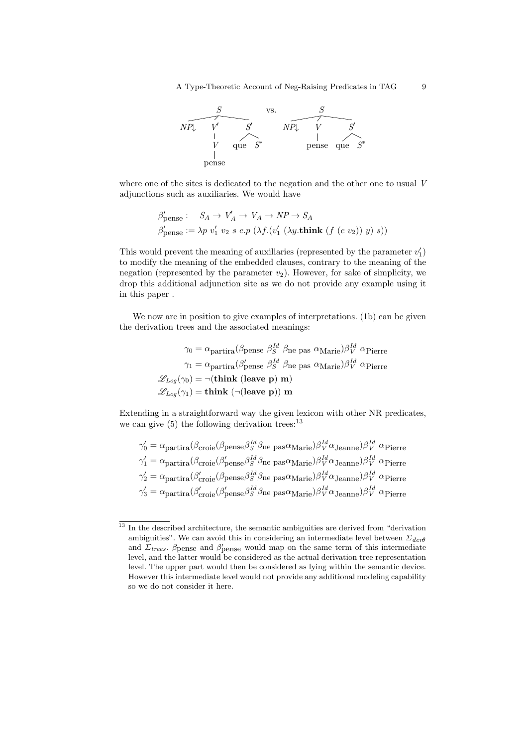$$
\begin{array}{ccc}
\text{S} \\
\text{NP}\downarrow \quad \text{V}' \quad \text{S}' \\
\quad\quad \text{V} \quad \text{que} \;\; \text{S}^* \\
\quad\quad \text{pense}
\end{array}
\quad \text{vs.} \quad
\begin{array}{ccc}
\text{S} \\
\text{NP}\downarrow \quad \text{V} \quad \text{S}' \\
\quad\quad \text{pense} \quad \text{que} \;\; \text{S}^*
\end{array}
$$

where one of the sites is dedicated to the negation and the other one to usual $V$ adjunctions such as auxiliaries. We would have

$$
\begin{aligned}
&\beta'_{\text{pense}}: \quad S_A \to V'_A \to V_A \to NP \to S_A \\
&\beta'_{\text{pense}} := \lambda p\ v'_1\ v_2\ s\ c.p\ (\lambda f.(v'_1\ (\lambda y.\textbf{think}\ (f\ (c\ v_2))\ y)\ s))
\end{aligned}
$$

This would prevent the meaning of auxiliaries (represented by the parameter $v'_1$) to modify the meaning of the embedded clauses, contrary to the meaning of the negation (represented by the parameter $v_2$). However, for sake of simplicity, we drop this additional adjunction site as we do not provide any example using it in this paper .

We now are in position to give examples of interpretations. (1b) can be given the derivation trees and the associated meanings:

$$
\begin{aligned}
\gamma_0 &= \alpha_{\text{partira}}(\beta_{\text{pense}}\ \beta_S^{Id}\ \beta_{\text{ne pas}}\ \alpha_{\text{Marie}})\beta_V^{Id}\ \alpha_{\text{Pierre}} \\
\gamma_1 &= \alpha_{\text{partira}}(\beta'_{\text{pense}}\ \beta_S^{Id}\ \beta_{\text{ne pas}}\ \alpha_{\text{Marie}})\beta_V^{Id}\ \alpha_{\text{Pierre}} \\
\mathscr{L}_{Log}(\gamma_0) &= \neg(\textbf{think}\ (\textbf{leave}\ \textbf{p})\ \textbf{m}) \\
\mathscr{L}_{Log}(\gamma_1) &= \textbf{think}\ (\neg(\textbf{leave}\ \textbf{p}))\ \textbf{m}
\end{aligned}
$$

Extending in a straightforward way the given lexicon with other NR predicates, we can give (5) the following derivation trees:[13]

$$
\begin{aligned}
\gamma'_0 &= \alpha_{\text{partira}}(\beta_{\text{croie}}(\beta_{\text{pense}}\beta_S^{Id}\beta_{\text{ne pas}}\alpha_{\text{Marie}})\beta_V^{Id}\alpha_{\text{Jeanne}})\beta_V^{Id}\ \alpha_{\text{Pierre}} \\
\gamma'_1 &= \alpha_{\text{partira}}(\beta_{\text{croie}}(\beta'_{\text{pense}}\beta_S^{Id}\beta_{\text{ne pas}}\alpha_{\text{Marie}})\beta_V^{Id}\alpha_{\text{Jeanne}})\beta_V^{Id}\ \alpha_{\text{Pierre}} \\
\gamma'_2 &= \alpha_{\text{partira}}(\beta'_{\text{croie}}(\beta_{\text{pense}}\beta_S^{Id}\beta_{\text{ne pas}}\alpha_{\text{Marie}})\beta_V^{Id}\alpha_{\text{Jeanne}})\beta_V^{Id}\ \alpha_{\text{Pierre}} \\
\gamma'_3 &= \alpha_{\text{partira}}(\beta'_{\text{croie}}(\beta'_{\text{pense}}\beta_S^{Id}\beta_{\text{ne pas}}\alpha_{\text{Marie}})\beta_V^{Id}\alpha_{\text{Jeanne}})\beta_V^{Id}\ \alpha_{\text{Pierre}}
\end{aligned}
$$

---

[13] In the described architecture, the semantic ambiguities are derived from "derivation ambiguities". We can avoid this in considering an intermediate level between $\Sigma_{der\theta}$ and $\Sigma_{trees}$. $\beta_{\text{pense}}$ and $\beta'_{\text{pense}}$ would map on the same term of this intermediate level, and the latter would be considered as the actual derivation tree representation level. The upper part would then be considered as lying within the semantic device. However this intermediate level would not provide any additional modeling capability so we do not consider it here.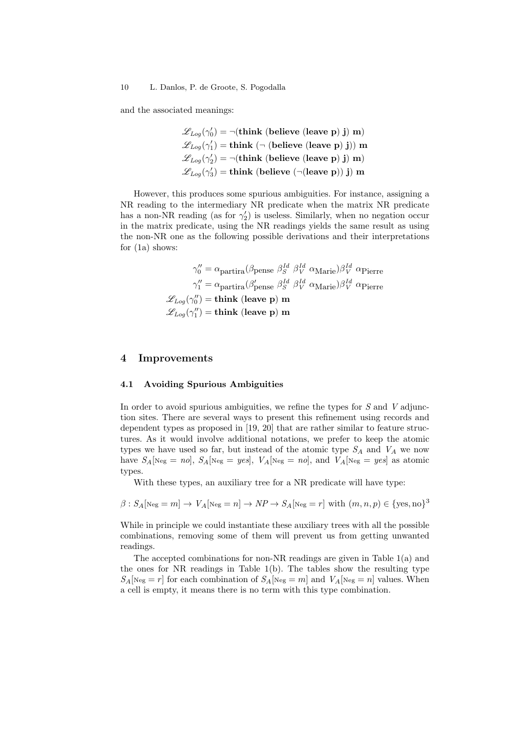and the associated meanings:

$$\mathscr{L}_{Log}(\gamma'_0) = \neg(\textbf{think}\ (\textbf{believe}\ (\textbf{leave}\ \textbf{p})\ \textbf{j})\ \textbf{m})$$
$$\mathscr{L}_{Log}(\gamma'_1) = \textbf{think}\ (\neg\ (\textbf{believe}\ (\textbf{leave}\ \textbf{p})\ \textbf{j}))\ \textbf{m}$$
$$\mathscr{L}_{Log}(\gamma'_2) = \neg(\textbf{think}\ (\textbf{believe}\ (\textbf{leave}\ \textbf{p})\ \textbf{j})\ \textbf{m})$$
$$\mathscr{L}_{Log}(\gamma'_3) = \textbf{think}\ (\textbf{believe}\ (\neg(\textbf{leave}\ \textbf{p}))\ \textbf{j})\ \textbf{m}$$

However, this produces some spurious ambiguities. For instance, assigning a NR reading to the intermediary NR predicate when the matrix NR predicate has a non-NR reading (as for $\gamma'_2$) is useless. Similarly, when no negation occur in the matrix predicate, using the NR readings yields the same result as using the non-NR one as the following possible derivations and their interpretations for (1a) shows:

$$\gamma''_0 = \alpha_{\text{partira}}(\beta_{\text{pense}}\ \beta_S^{Id}\ \beta_V^{Id}\ \alpha_{\text{Marie}})\beta_V^{Id}\ \alpha_{\text{Pierre}}$$
$$\gamma''_1 = \alpha_{\text{partira}}(\beta'_{\text{pense}}\ \beta_S^{Id}\ \beta_V^{Id}\ \alpha_{\text{Marie}})\beta_V^{Id}\ \alpha_{\text{Pierre}}$$
$$\mathscr{L}_{Log}(\gamma''_0) = \textbf{think}\ (\textbf{leave}\ \textbf{p})\ \textbf{m}$$
$$\mathscr{L}_{Log}(\gamma''_1) = \textbf{think}\ (\textbf{leave}\ \textbf{p})\ \textbf{m}$$

## 4 Improvements

### 4.1 Avoiding Spurious Ambiguities

In order to avoid spurious ambiguities, we refine the types for $S$ and $V$ adjunction sites. There are several ways to present this refinement using records and dependent types as proposed in [19, 20] that are rather similar to feature structures. As it would involve additional notations, we prefer to keep the atomic types we have used so far, but instead of the atomic type $S_A$ and $V_A$ we now have $S_A[\text{Neg} = \textit{no}]$, $S_A[\text{Neg} = \textit{yes}]$, $V_A[\text{Neg} = \textit{no}]$, and $V_A[\text{Neg} = \textit{yes}]$ as atomic types.

With these types, an auxiliary tree for a NR predicate will have type:

$$\beta : S_A[\text{Neg} = m] \rightarrow V_A[\text{Neg} = n] \rightarrow NP \rightarrow S_A[\text{Neg} = r] \text{ with } (m, n, p) \in \{\text{yes}, \text{no}\}^3$$

While in principle we could instantiate these auxiliary trees with all the possible combinations, removing some of them will prevent us from getting unwanted readings.

The accepted combinations for non-NR readings are given in Table 1(a) and the ones for NR readings in Table 1(b). The tables show the resulting type $S_A[\text{Neg} = r]$ for each combination of $S_A[\text{Neg} = m]$ and $V_A[\text{Neg} = n]$ values. When a cell is empty, it means there is no term with this type combination.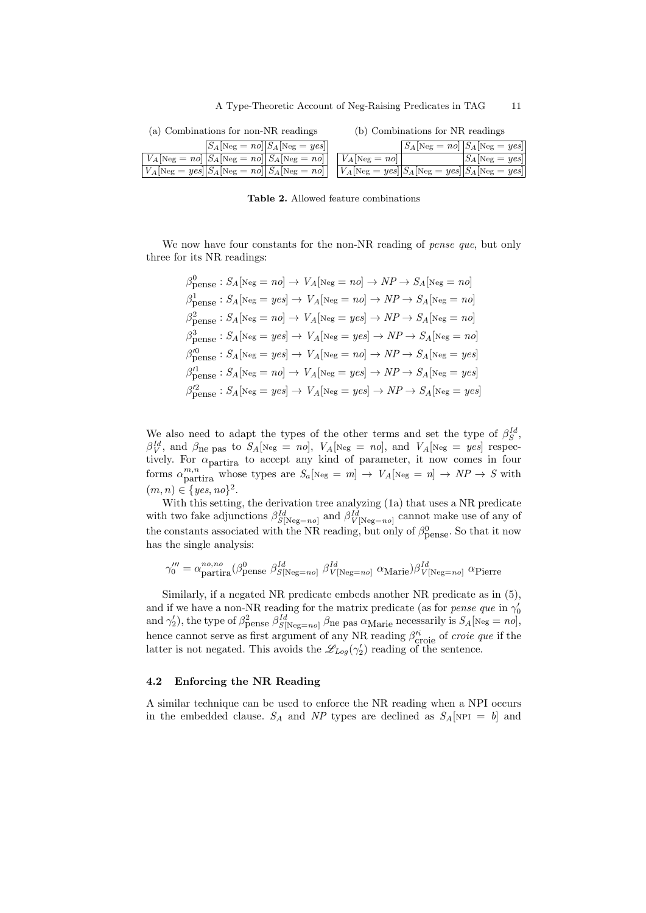(a) Combinations for non-NR readings

| | $S_A[\text{Neg} = no]$ | $S_A[\text{Neg} = yes]$ |
|---|---|---|
| $V_A[\text{Neg} = no]$ | $S_A[\text{Neg} = no]$ | $S_A[\text{Neg} = no]$ |
| $V_A[\text{Neg} = yes]$ | $S_A[\text{Neg} = no]$ | $S_A[\text{Neg} = no]$ |

(b) Combinations for NR readings

| | $S_A[\text{Neg} = no]$ | $S_A[\text{Neg} = yes]$ |
|---|---|---|
| $V_A[\text{Neg} = no]$ | | $S_A[\text{Neg} = yes]$ |
| $V_A[\text{Neg} = yes]$ | $S_A[\text{Neg} = yes]$ | $S_A[\text{Neg} = yes]$ |

**Table 2.** Allowed feature combinations

We now have four constants for the non-NR reading of *pense que*, but only three for its NR readings:

$$\beta^0_{\text{pense}} : S_A[\text{Neg} = no] \to V_A[\text{Neg} = no] \to NP \to S_A[\text{Neg} = no]$$
$$\beta^1_{\text{pense}} : S_A[\text{Neg} = yes] \to V_A[\text{Neg} = no] \to NP \to S_A[\text{Neg} = no]$$
$$\beta^2_{\text{pense}} : S_A[\text{Neg} = no] \to V_A[\text{Neg} = yes] \to NP \to S_A[\text{Neg} = no]$$
$$\beta^3_{\text{pense}} : S_A[\text{Neg} = yes] \to V_A[\text{Neg} = yes] \to NP \to S_A[\text{Neg} = no]$$
$$\beta'^0_{\text{pense}} : S_A[\text{Neg} = yes] \to V_A[\text{Neg} = no] \to NP \to S_A[\text{Neg} = yes]$$
$$\beta'^1_{\text{pense}} : S_A[\text{Neg} = no] \to V_A[\text{Neg} = yes] \to NP \to S_A[\text{Neg} = yes]$$
$$\beta'^2_{\text{pense}} : S_A[\text{Neg} = yes] \to V_A[\text{Neg} = yes] \to NP \to S_A[\text{Neg} = yes]$$

We also need to adapt the types of the other terms and set the type of $\beta^{Id}_S$, $\beta^{Id}_V$, and $\beta_{\text{ne pas}}$ to $S_A[\text{Neg} = no]$, $V_A[\text{Neg} = no]$, and $V_A[\text{Neg} = yes]$ respectively. For $\alpha_{\text{partira}}$ to accept any kind of parameter, it now comes in four forms $\alpha^{m,n}_{\text{partira}}$ whose types are $S_a[\text{Neg} = m] \to V_A[\text{Neg} = n] \to NP \to S$ with $(m, n) \in \{yes, no\}^2$.

With this setting, the derivation tree analyzing (1a) that uses a NR predicate with two fake adjunctions $\beta^{Id}_{S[\text{Neg}=no]}$ and $\beta^{Id}_{V[\text{Neg}=no]}$ cannot make use of any of the constants associated with the NR reading, but only of $\beta^0_{\text{pense}}$. So that it now has the single analysis:

$$\gamma'''_0 = \alpha^{no,no}_{\text{partira}}(\beta^0_{\text{pense}}\ \beta^{Id}_{S[\text{Neg}=no]}\ \beta^{Id}_{V[\text{Neg}=no]}\ \alpha_{\text{Marie}})\beta^{Id}_{V[\text{Neg}=no]}\ \alpha_{\text{Pierre}}$$

Similarly, if a negated NR predicate embeds another NR predicate as in (5), and if we have a non-NR reading for the matrix predicate (as for *pense que* in $\gamma'_0$ and $\gamma'_2$), the type of $\beta^2_{\text{pense}}\ \beta^{Id}_{S[\text{Neg}=no]}\ \beta_{\text{ne pas}}\ \alpha_{\text{Marie}}$ necessarily is $S_A[\text{Neg} = no]$, hence cannot serve as first argument of any NR reading $\beta'^i_{\text{croie}}$ of *croie que* if the latter is not negated. This avoids the $\mathscr{L}_{Log}(\gamma'_2)$ reading of the sentence.

### 4.2 Enforcing the NR Reading

A similar technique can be used to enforce the NR reading when a NPI occurs in the embedded clause. $S_A$ and $NP$ types are declined as $S_A[\text{NPI} = b]$ and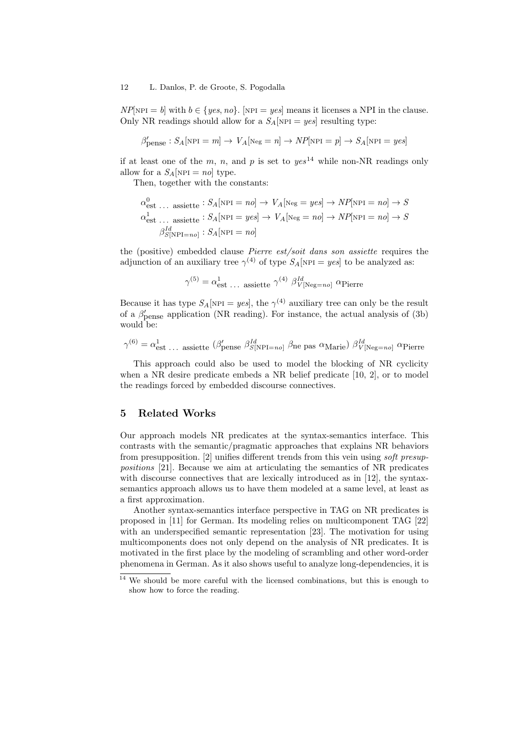$NP[\text{NPI} = b]$ with $b \in \{yes, no\}$. $[\text{NPI} = yes]$ means it licenses a NPI in the clause. Only NR readings should allow for a $S_A[\text{NPI} = yes]$ resulting type:

$$\beta'_{\text{pense}} : S_A[\text{NPI} = m] \rightarrow V_A[\text{Neg} = n] \rightarrow NP[\text{NPI} = p] \rightarrow S_A[\text{NPI} = yes]$$

if at least one of the $m$, $n$, and $p$ is set to *yes*[14] while non-NR readings only allow for a $S_A[\text{NPI} = no]$ type.

Then, together with the constants:

$$\begin{aligned}
\alpha^0_{\text{est} \ldots \text{assiette}} &: S_A[\text{NPI} = no] \rightarrow V_A[\text{Neg} = yes] \rightarrow NP[\text{NPI} = no] \rightarrow S \\
\alpha^1_{\text{est} \ldots \text{assiette}} &: S_A[\text{NPI} = yes] \rightarrow V_A[\text{Neg} = no] \rightarrow NP[\text{NPI} = no] \rightarrow S \\
\beta^{Id}_{S[\text{NPI}=no]} &: S_A[\text{NPI} = no]
\end{aligned}$$

the (positive) embedded clause *Pierre est/soit dans son assiette* requires the adjunction of an auxiliary tree $\gamma^{(4)}$ of type $S_A[\text{NPI} = yes]$ to be analyzed as:

$$\gamma^{(5)} = \alpha^1_{\text{est} \ldots \text{assiette}}\ \gamma^{(4)}\ \beta^{Id}_{V[\text{Neg}=no]}\ \alpha_{\text{Pierre}}$$

Because it has type $S_A[\text{NPI} = yes]$, the $\gamma^{(4)}$ auxiliary tree can only be the result of a $\beta'_{\text{pense}}$ application (NR reading). For instance, the actual analysis of (3b) would be:

$$\gamma^{(6)} = \alpha^1_{\text{est} \ldots \text{assiette}}\ (\beta'_{\text{pense}}\ \beta^{Id}_{S[\text{NPI}=no]}\ \beta_{\text{ne pas}}\ \alpha_{\text{Marie}})\ \beta^{Id}_{V[\text{Neg}=no]}\ \alpha_{\text{Pierre}}$$

This approach could also be used to model the blocking of NR cyclicity when a NR desire predicate embeds a NR belief predicate [10, 2], or to model the readings forced by embedded discourse connectives.

## 5 Related Works

Our approach models NR predicates at the syntax-semantics interface. This contrasts with the semantic/pragmatic approaches that explains NR behaviors from presupposition. [2] unifies different trends from this vein using *soft presuppositions* [21]. Because we aim at articulating the semantics of NR predicates with discourse connectives that are lexically introduced as in [12], the syntax-semantics approach allows us to have them modeled at a same level, at least as a first approximation.

Another syntax-semantics interface perspective in TAG on NR predicates is proposed in [11] for German. Its modeling relies on multicomponent TAG [22] with an underspecified semantic representation [23]. The motivation for using multicomponents does not only depend on the analysis of NR predicates. It is motivated in the first place by the modeling of scrambling and other word-order phenomena in German. As it also shows useful to analyze long-dependencies, it is

[14] We should be more careful with the licensed combinations, but this is enough to show how to force the reading.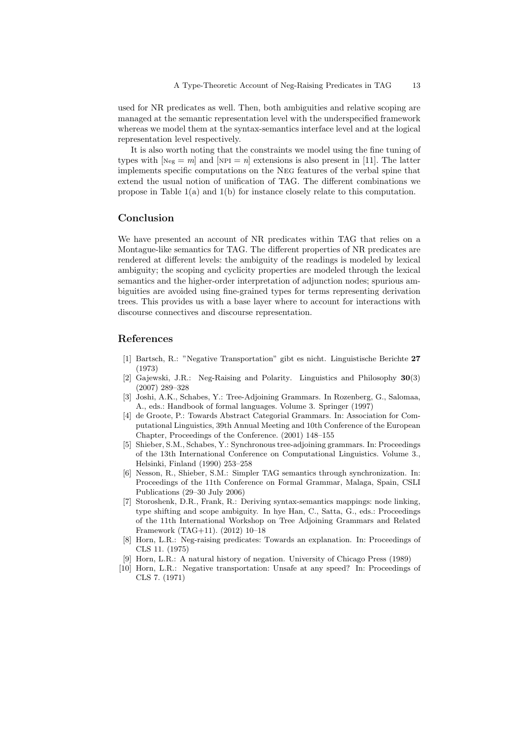used for NR predicates as well. Then, both ambiguities and relative scoping are managed at the semantic representation level with the underspecified framework whereas we model them at the syntax-semantics interface level and at the logical representation level respectively.

It is also worth noting that the constraints we model using the fine tuning of types with [Neg = $m$] and [NPI = $n$] extensions is also present in [11]. The latter implements specific computations on the Neg features of the verbal spine that extend the usual notion of unification of TAG. The different combinations we propose in Table 1(a) and 1(b) for instance closely relate to this computation.

## Conclusion

We have presented an account of NR predicates within TAG that relies on a Montague-like semantics for TAG. The different properties of NR predicates are rendered at different levels: the ambiguity of the readings is modeled by lexical ambiguity; the scoping and cyclicity properties are modeled through the lexical semantics and the higher-order interpretation of adjunction nodes; spurious ambiguities are avoided using fine-grained types for terms representing derivation trees. This provides us with a base layer where to account for interactions with discourse connectives and discourse representation.

## References

1. Bartsch, R.: "Negative Transportation" gibt es nicht. Linguistische Berichte **27** (1973)
2. Gajewski, J.R.: Neg-Raising and Polarity. Linguistics and Philosophy **30**(3) (2007) 289–328
3. Joshi, A.K., Schabes, Y.: Tree-Adjoining Grammars. In Rozenberg, G., Salomaa, A., eds.: Handbook of formal languages. Volume 3. Springer (1997)
4. de Groote, P.: Towards Abstract Categorial Grammars. In: Association for Computational Linguistics, 39th Annual Meeting and 10th Conference of the European Chapter, Proceedings of the Conference. (2001) 148–155
5. Shieber, S.M., Schabes, Y.: Synchronous tree-adjoining grammars. In: Proceedings of the 13th International Conference on Computational Linguistics. Volume 3., Helsinki, Finland (1990) 253–258
6. Nesson, R., Shieber, S.M.: Simpler TAG semantics through synchronization. In: Proceedings of the 11th Conference on Formal Grammar, Malaga, Spain, CSLI Publications (29–30 July 2006)
7. Storoshenk, D.R., Frank, R.: Deriving syntax-semantics mappings: node linking, type shifting and scope ambiguity. In hye Han, C., Satta, G., eds.: Proceedings of the 11th International Workshop on Tree Adjoining Grammars and Related Framework (TAG+11). (2012) 10–18
8. Horn, L.R.: Neg-raising predicates: Towards an explanation. In: Proceedings of CLS 11. (1975)
9. Horn, L.R.: A natural history of negation. University of Chicago Press (1989)
10. Horn, L.R.: Negative transportation: Unsafe at any speed? In: Proceedings of CLS 7. (1971)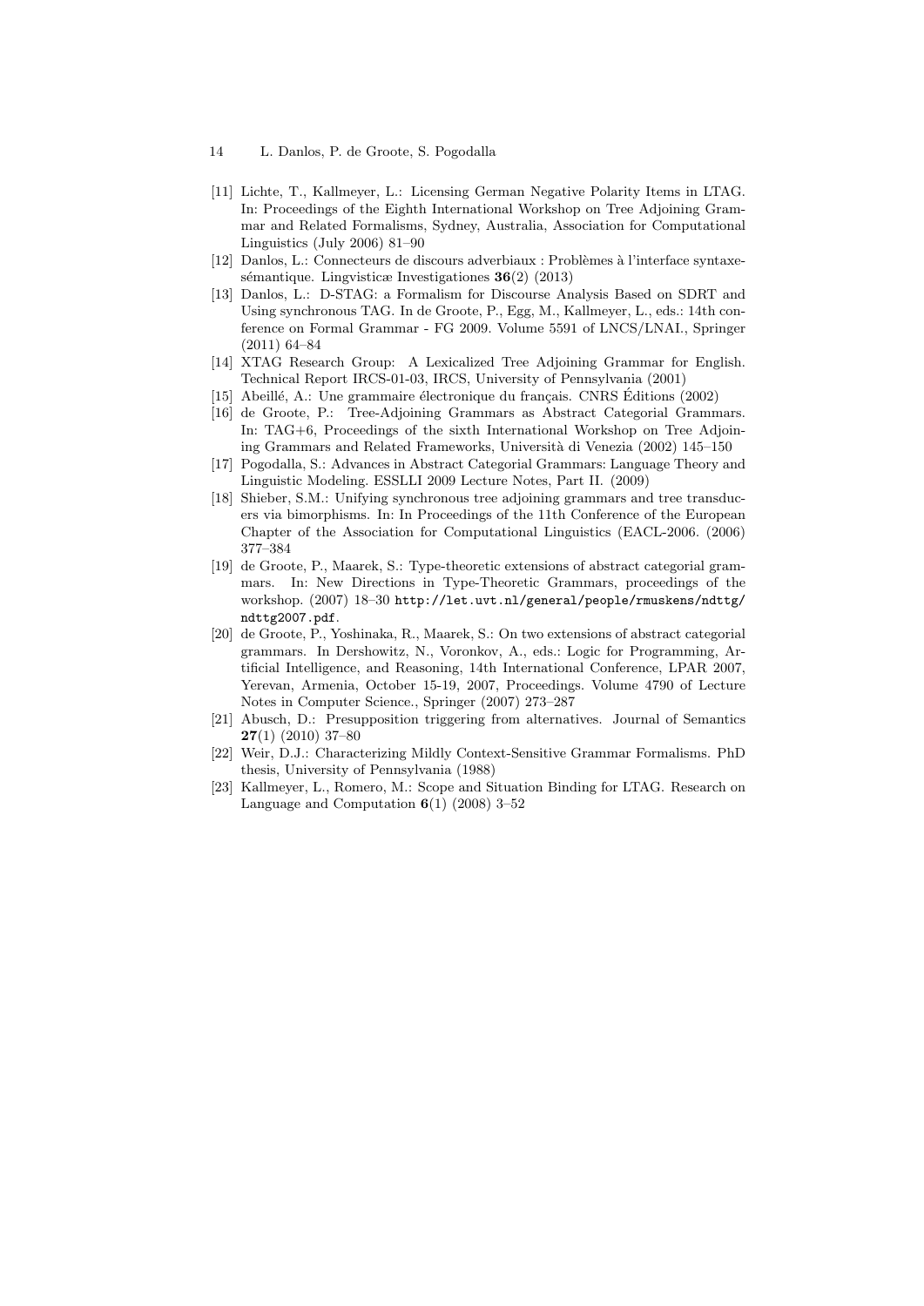[11] Lichte, T., Kallmeyer, L.: Licensing German Negative Polarity Items in LTAG. In: Proceedings of the Eighth International Workshop on Tree Adjoining Grammar and Related Formalisms, Sydney, Australia, Association for Computational Linguistics (July 2006) 81–90

[12] Danlos, L.: Connecteurs de discours adverbiaux : Problèmes à l'interface syntaxe-sémantique. Lingvisticæ Investigationes **36**(2) (2013)

[13] Danlos, L.: D-STAG: a Formalism for Discourse Analysis Based on SDRT and Using synchronous TAG. In de Groote, P., Egg, M., Kallmeyer, L., eds.: 14th conference on Formal Grammar - FG 2009. Volume 5591 of LNCS/LNAI., Springer (2011) 64–84

[14] XTAG Research Group: A Lexicalized Tree Adjoining Grammar for English. Technical Report IRCS-01-03, IRCS, University of Pennsylvania (2001)

[15] Abeillé, A.: Une grammaire électronique du français. CNRS Éditions (2002)

[16] de Groote, P.: Tree-Adjoining Grammars as Abstract Categorial Grammars. In: TAG+6, Proceedings of the sixth International Workshop on Tree Adjoining Grammars and Related Frameworks, Università di Venezia (2002) 145–150

[17] Pogodalla, S.: Advances in Abstract Categorial Grammars: Language Theory and Linguistic Modeling. ESSLLI 2009 Lecture Notes, Part II. (2009)

[18] Shieber, S.M.: Unifying synchronous tree adjoining grammars and tree transducers via bimorphisms. In: In Proceedings of the 11th Conference of the European Chapter of the Association for Computational Linguistics (EACL-2006. (2006) 377–384

[19] de Groote, P., Maarek, S.: Type-theoretic extensions of abstract categorial grammars. In: New Directions in Type-Theoretic Grammars, proceedings of the workshop. (2007) 18–30 `http://let.uvt.nl/general/people/rmuskens/ndttg/ndttg2007.pdf`.

[20] de Groote, P., Yoshinaka, R., Maarek, S.: On two extensions of abstract categorial grammars. In Dershowitz, N., Voronkov, A., eds.: Logic for Programming, Artificial Intelligence, and Reasoning, 14th International Conference, LPAR 2007, Yerevan, Armenia, October 15-19, 2007, Proceedings. Volume 4790 of Lecture Notes in Computer Science., Springer (2007) 273–287

[21] Abusch, D.: Presupposition triggering from alternatives. Journal of Semantics **27**(1) (2010) 37–80

[22] Weir, D.J.: Characterizing Mildly Context-Sensitive Grammar Formalisms. PhD thesis, University of Pennsylvania (1988)

[23] Kallmeyer, L., Romero, M.: Scope and Situation Binding for LTAG. Research on Language and Computation **6**(1) (2008) 3–52